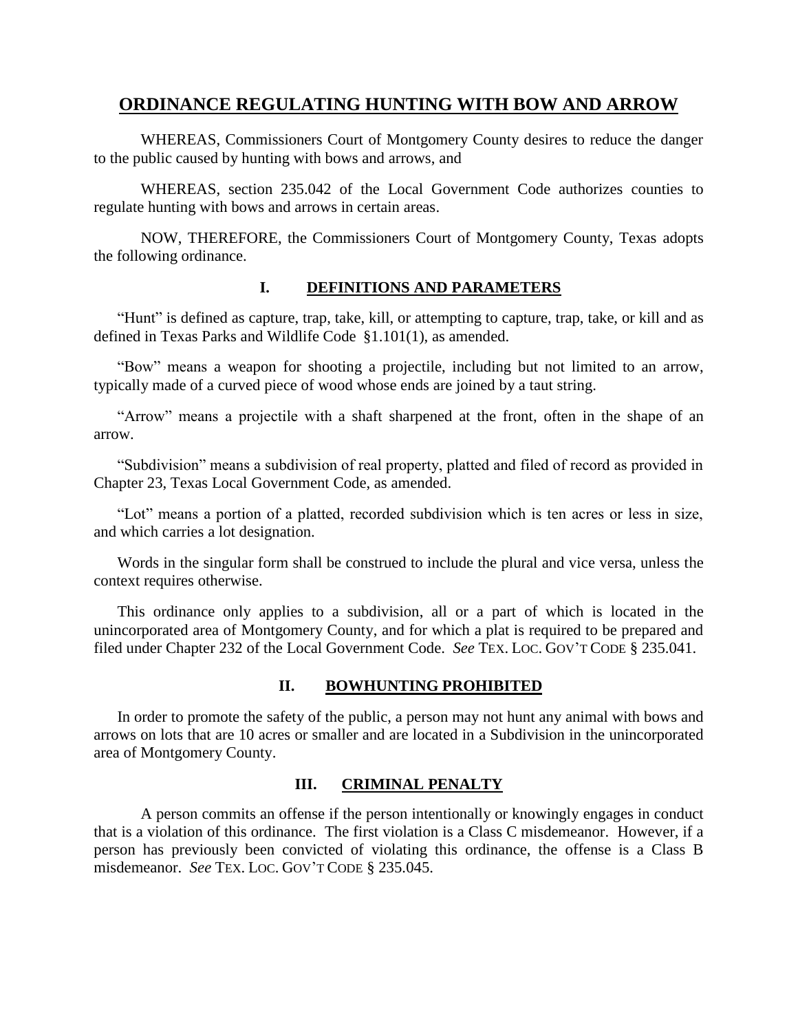# ORDINANCE REGULATING HUNTING WITH BOW AND ARROW

WHEREAS, Commissioners Court of Montgomery County desires to reduce the danger to the public caused by hunting with bows and arrows, and

WHEREAS, section 235.042 of the Local Government Code authorizes counties to regulate hunting with bows and arrows in certain areas.

NOW, THEREFORE, the Commissioners Court of Montgomery County, Texas adopts the following ordinance.

## I. DEFINITIONS AND PARAMETERS

"Hunt" is defined as capture, trap, take, kill, or attempting to capture, trap, take, or kill and as defined in Texas Parks and Wildlife Code §1.101(1), as amended.

"Bow" means a weapon for shooting a projectile, including but not limited to an arrow, typically made of a curved piece of wood whose ends are joined by a taut string.

"Arrow" means a projectile with a shaft sharpened at the front, often in the shape of an arrow.

"Subdivision" means a subdivision of real property, platted and filed of record as provided in Chapter 23, Texas Local Government Code, as amended.

"Lot" means a portion of a platted, recorded subdivision which is ten acres or less in size, and which carries a lot designation.

Words in the singular form shall be construed to include the plural and vice versa, unless the context requires otherwise.

This ordinance only applies to a subdivision, all or a part of which is located in the unincorporated area of Montgomery County, and for which a plat is required to be prepared and filed under Chapter 232 of the Local Government Code. *See* TEX. LOC. GOV'T CODE § 235.041.

## II. BOWHUNTING PROHIBITED

In order to promote the safety of the public, a person may not hunt any animal with bows and arrows on lots that are 10 acres or smaller and are located in a Subdivision in the unincorporated area of Montgomery County.

## III. CRIMINAL PENALTY

A person commits an offense if the person intentionally or knowingly engages in conduct that is a violation of this ordinance. The first violation is a Class C misdemeanor. However, if a person has previously been convicted of violating this ordinance, the offense is a Class B misdemeanor. *See* TEX. LOC. GOV'T CODE § 235.045.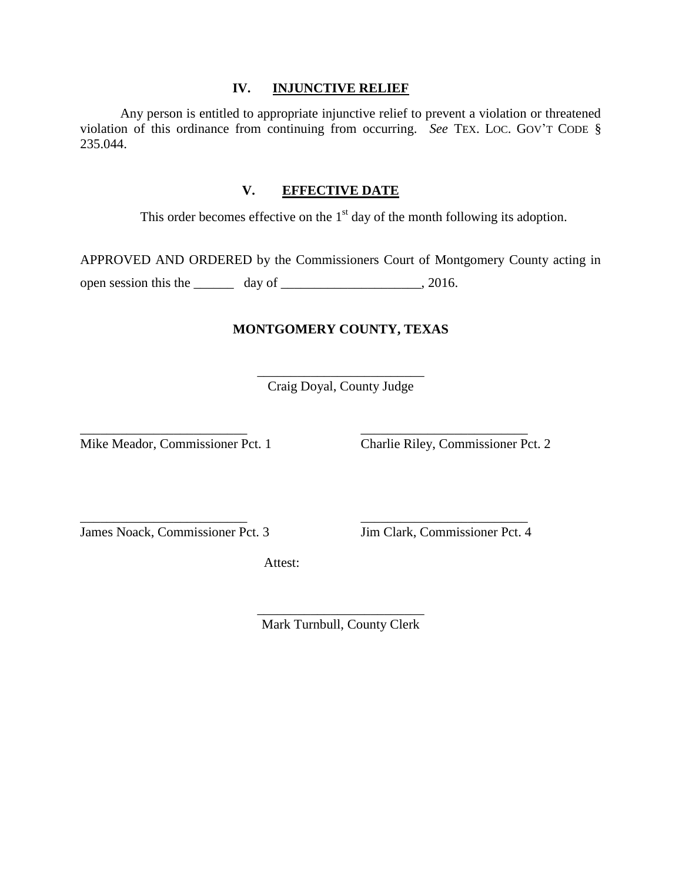## IV. INJUNCTIVE RELIEF

Any person is entitled to appropriate injunctive relief to prevent a violation or threatened violation of this ordinance from continuing from occurring. *See* TEX. LOC. GOV'T CODE § 235.044.

## V. EFFECTIVE DATE

This order becomes effective on the 1st day of the month following its adoption.

APPROVED AND ORDERED by the Commissioners Court of Montgomery County acting in open session this the ______ day of ____________________, 2016.

**MONTGOMERY COUNTY, TEXAS**

________________________
Craig Doyal, County Judge

________________________
Mike Meador, Commissioner Pct. 1

________________________
Charlie Riley, Commissioner Pct. 2

________________________
James Noack, Commissioner Pct. 3

________________________
Jim Clark, Commissioner Pct. 4

Attest:

________________________
Mark Turnbull, County Clerk